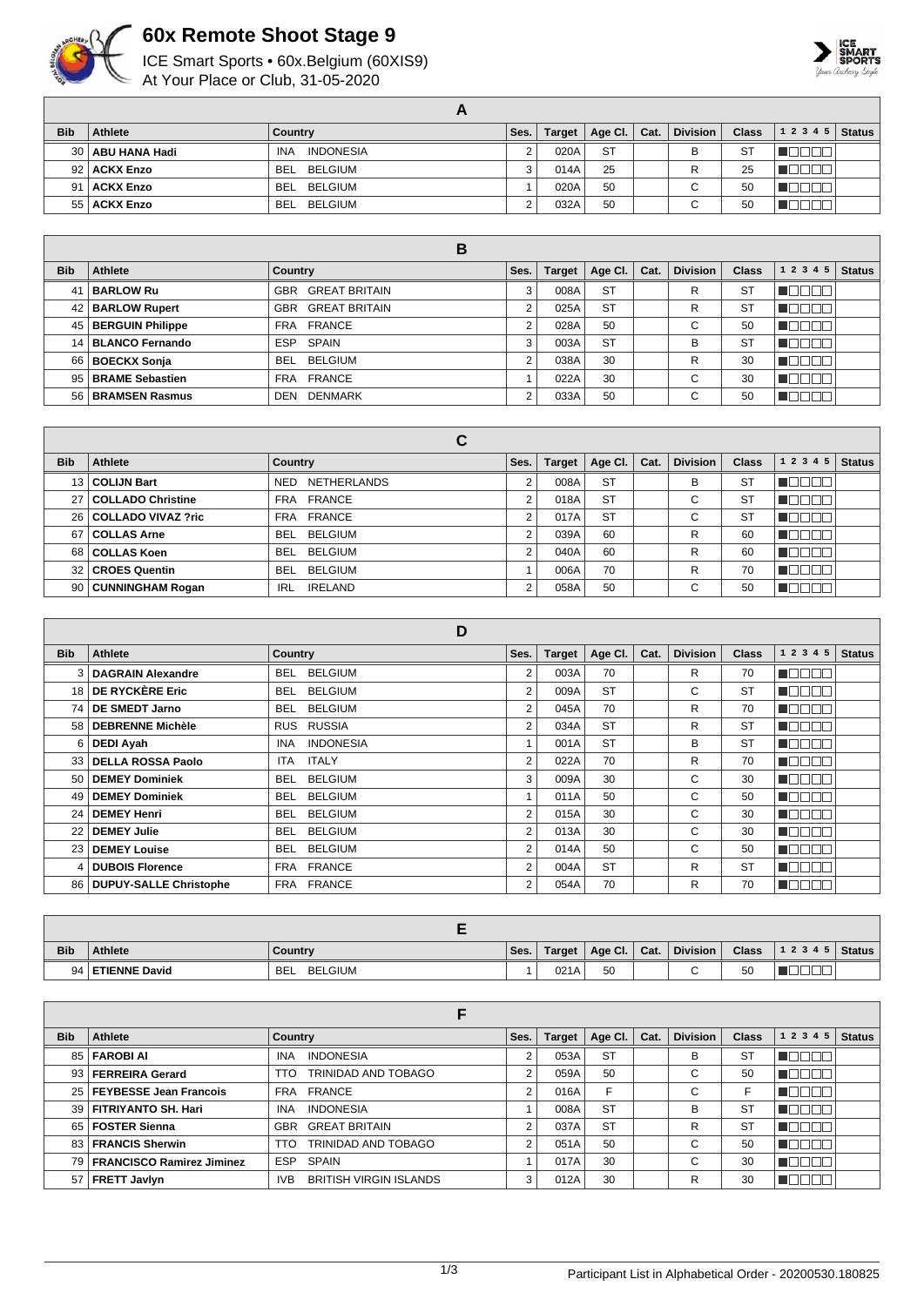# 60x Remote Shoot Stage 9

ICE Smart Sports • 60x.Belgium (60XIS9)
At Your Place or Club, 31-05-2020

## A

| Bib | Athlete | Country | Ses. | Target | Age Cl. | Cat. | Division | Class | 1 2 3 4 5 | Status |
|---|---|---|---|---|---|---|---|---|---|---|
| 30 | **ABU HANA Hadi** | INA INDONESIA | 2 | 020A | ST | | B | ST | | |
| 92 | **ACKX Enzo** | BEL BELGIUM | 3 | 014A | 25 | | R | 25 | | |
| 91 | **ACKX Enzo** | BEL BELGIUM | 1 | 020A | 50 | | C | 50 | | |
| 55 | **ACKX Enzo** | BEL BELGIUM | 2 | 032A | 50 | | C | 50 | | |

## B

| Bib | Athlete | Country | Ses. | Target | Age Cl. | Cat. | Division | Class | 1 2 3 4 5 | Status |
|---|---|---|---|---|---|---|---|---|---|---|
| 41 | **BARLOW Ru** | GBR GREAT BRITAIN | 3 | 008A | ST | | R | ST | | |
| 42 | **BARLOW Rupert** | GBR GREAT BRITAIN | 2 | 025A | ST | | R | ST | | |
| 45 | **BERGUIN Philippe** | FRA FRANCE | 2 | 028A | 50 | | C | 50 | | |
| 14 | **BLANCO Fernando** | ESP SPAIN | 3 | 003A | ST | | B | ST | | |
| 66 | **BOECKX Sonja** | BEL BELGIUM | 2 | 038A | 30 | | R | 30 | | |
| 95 | **BRAME Sebastien** | FRA FRANCE | 1 | 022A | 30 | | C | 30 | | |
| 56 | **BRAMSEN Rasmus** | DEN DENMARK | 2 | 033A | 50 | | C | 50 | | |

## C

| Bib | Athlete | Country | Ses. | Target | Age Cl. | Cat. | Division | Class | 1 2 3 4 5 | Status |
|---|---|---|---|---|---|---|---|---|---|---|
| 13 | **COLIJN Bart** | NED NETHERLANDS | 2 | 008A | ST | | B | ST | | |
| 27 | **COLLADO Christine** | FRA FRANCE | 2 | 018A | ST | | C | ST | | |
| 26 | **COLLADO VIVAZ ?ric** | FRA FRANCE | 2 | 017A | ST | | C | ST | | |
| 67 | **COLLAS Arne** | BEL BELGIUM | 2 | 039A | 60 | | R | 60 | | |
| 68 | **COLLAS Koen** | BEL BELGIUM | 2 | 040A | 60 | | R | 60 | | |
| 32 | **CROES Quentin** | BEL BELGIUM | 1 | 006A | 70 | | R | 70 | | |
| 90 | **CUNNINGHAM Rogan** | IRL IRELAND | 2 | 058A | 50 | | C | 50 | | |

## D

| Bib | Athlete | Country | Ses. | Target | Age Cl. | Cat. | Division | Class | 1 2 3 4 5 | Status |
|---|---|---|---|---|---|---|---|---|---|---|
| 3 | **DAGRAIN Alexandre** | BEL BELGIUM | 2 | 003A | 70 | | R | 70 | | |
| 18 | **DE RYCKÈRE Eric** | BEL BELGIUM | 2 | 009A | ST | | C | ST | | |
| 74 | **DE SMEDT Jarno** | BEL BELGIUM | 2 | 045A | 70 | | R | 70 | | |
| 58 | **DEBRENNE Michèle** | RUS RUSSIA | 2 | 034A | ST | | R | ST | | |
| 6 | **DEDI Ayah** | INA INDONESIA | 1 | 001A | ST | | B | ST | | |
| 33 | **DELLA ROSSA Paolo** | ITA ITALY | 2 | 022A | 70 | | R | 70 | | |
| 50 | **DEMEY Dominiek** | BEL BELGIUM | 3 | 009A | 30 | | C | 30 | | |
| 49 | **DEMEY Dominiek** | BEL BELGIUM | 1 | 011A | 50 | | C | 50 | | |
| 24 | **DEMEY Henri** | BEL BELGIUM | 2 | 015A | 30 | | C | 30 | | |
| 22 | **DEMEY Julie** | BEL BELGIUM | 2 | 013A | 30 | | C | 30 | | |
| 23 | **DEMEY Louise** | BEL BELGIUM | 2 | 014A | 50 | | C | 50 | | |
| 4 | **DUBOIS Florence** | FRA FRANCE | 2 | 004A | ST | | R | ST | | |
| 86 | **DUPUY-SALLE Christophe** | FRA FRANCE | 2 | 054A | 70 | | R | 70 | | |

## E

| Bib | Athlete | Country | Ses. | Target | Age Cl. | Cat. | Division | Class | 1 2 3 4 5 | Status |
|---|---|---|---|---|---|---|---|---|---|---|
| 94 | **ETIENNE David** | BEL BELGIUM | 1 | 021A | 50 | | C | 50 | | |

## F

| Bib | Athlete | Country | Ses. | Target | Age Cl. | Cat. | Division | Class | 1 2 3 4 5 | Status |
|---|---|---|---|---|---|---|---|---|---|---|
| 85 | **FAROBI Al** | INA INDONESIA | 2 | 053A | ST | | B | ST | | |
| 93 | **FERREIRA Gerard** | TTO TRINIDAD AND TOBAGO | 2 | 059A | 50 | | C | 50 | | |
| 25 | **FEYBESSE Jean Francois** | FRA FRANCE | 2 | 016A | F | | C | F | | |
| 39 | **FITRIYANTO SH. Hari** | INA INDONESIA | 1 | 008A | ST | | B | ST | | |
| 65 | **FOSTER Sienna** | GBR GREAT BRITAIN | 2 | 037A | ST | | R | ST | | |
| 83 | **FRANCIS Sherwin** | TTO TRINIDAD AND TOBAGO | 2 | 051A | 50 | | C | 50 | | |
| 79 | **FRANCISCO Ramirez Jiminez** | ESP SPAIN | 1 | 017A | 30 | | C | 30 | | |
| 57 | **FRETT Javlyn** | IVB BRITISH VIRGIN ISLANDS | 3 | 012A | 30 | | R | 30 | | |

Participant List in Alphabetical Order - 20200530.180825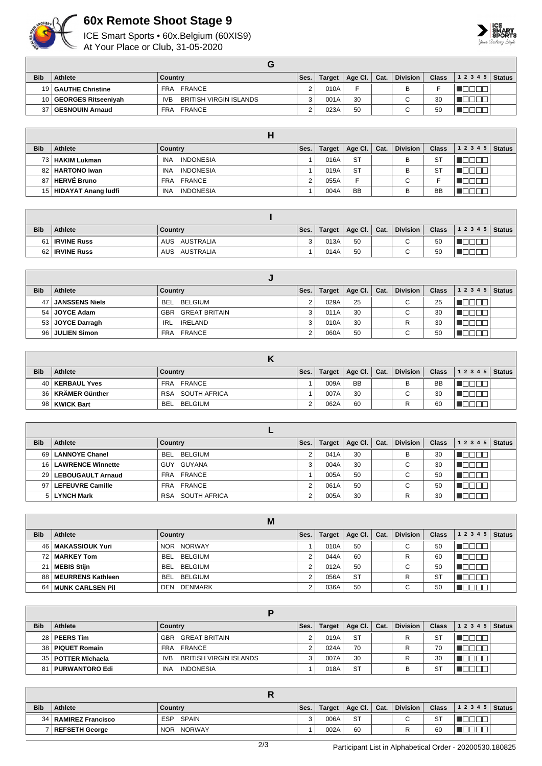# 60x Remote Shoot Stage 9

ICE Smart Sports • 60x.Belgium (60XIS9)
At Your Place or Club, 31-05-2020

## G

| Bib | Athlete | Country | Ses. | Target | Age Cl. | Cat. | Division | Class | 1 2 3 4 5 | Status |
|---|---|---|---|---|---|---|---|---|---|---|
| 19 | GAUTHE Christine | FRA FRANCE | 2 | 010A | F | | B | F | | |
| 10 | GEORGES Ritseeniyah | IVB BRITISH VIRGIN ISLANDS | 3 | 001A | 30 | | C | 30 | | |
| 37 | GESNOUIN Arnaud | FRA FRANCE | 2 | 023A | 50 | | C | 50 | | |

## H

| Bib | Athlete | Country | Ses. | Target | Age Cl. | Cat. | Division | Class | 1 2 3 4 5 | Status |
|---|---|---|---|---|---|---|---|---|---|---|
| 73 | HAKIM Lukman | INA INDONESIA | 1 | 016A | ST | | B | ST | | |
| 82 | HARTONO Iwan | INA INDONESIA | 1 | 019A | ST | | B | ST | | |
| 87 | HERVÉ Bruno | FRA FRANCE | 2 | 055A | F | | C | F | | |
| 15 | HIDAYAT Anang ludfi | INA INDONESIA | 1 | 004A | BB | | B | BB | | |

## I

| Bib | Athlete | Country | Ses. | Target | Age Cl. | Cat. | Division | Class | 1 2 3 4 5 | Status |
|---|---|---|---|---|---|---|---|---|---|---|
| 61 | IRVINE Russ | AUS AUSTRALIA | 3 | 013A | 50 | | C | 50 | | |
| 62 | IRVINE Russ | AUS AUSTRALIA | 1 | 014A | 50 | | C | 50 | | |

## J

| Bib | Athlete | Country | Ses. | Target | Age Cl. | Cat. | Division | Class | 1 2 3 4 5 | Status |
|---|---|---|---|---|---|---|---|---|---|---|
| 47 | JANSSENS Niels | BEL BELGIUM | 2 | 029A | 25 | | C | 25 | | |
| 54 | JOYCE Adam | GBR GREAT BRITAIN | 3 | 011A | 30 | | C | 30 | | |
| 53 | JOYCE Darragh | IRL IRELAND | 3 | 010A | 30 | | R | 30 | | |
| 96 | JULIEN Simon | FRA FRANCE | 2 | 060A | 50 | | C | 50 | | |

## K

| Bib | Athlete | Country | Ses. | Target | Age Cl. | Cat. | Division | Class | 1 2 3 4 5 | Status |
|---|---|---|---|---|---|---|---|---|---|---|
| 40 | KERBAUL Yves | FRA FRANCE | 1 | 009A | BB | | B | BB | | |
| 36 | KRÄMER Günther | RSA SOUTH AFRICA | 1 | 007A | 30 | | C | 30 | | |
| 98 | KWICK Bart | BEL BELGIUM | 2 | 062A | 60 | | R | 60 | | |

## L

| Bib | Athlete | Country | Ses. | Target | Age Cl. | Cat. | Division | Class | 1 2 3 4 5 | Status |
|---|---|---|---|---|---|---|---|---|---|---|
| 69 | LANNOYE Chanel | BEL BELGIUM | 2 | 041A | 30 | | B | 30 | | |
| 16 | LAWRENCE Winnette | GUY GUYANA | 3 | 004A | 30 | | C | 30 | | |
| 29 | LEBOUGAULT Arnaud | FRA FRANCE | 1 | 005A | 50 | | C | 50 | | |
| 97 | LEFEUVRE Camille | FRA FRANCE | 2 | 061A | 50 | | C | 50 | | |
| 5 | LYNCH Mark | RSA SOUTH AFRICA | 2 | 005A | 30 | | R | 30 | | |

## M

| Bib | Athlete | Country | Ses. | Target | Age Cl. | Cat. | Division | Class | 1 2 3 4 5 | Status |
|---|---|---|---|---|---|---|---|---|---|---|
| 46 | MAKASSIOUK Yuri | NOR NORWAY | 1 | 010A | 50 | | C | 50 | | |
| 72 | MARKEY Tom | BEL BELGIUM | 2 | 044A | 60 | | R | 60 | | |
| 21 | MEBIS Stijn | BEL BELGIUM | 2 | 012A | 50 | | C | 50 | | |
| 88 | MEURRENS Kathleen | BEL BELGIUM | 2 | 056A | ST | | R | ST | | |
| 64 | MUNK CARLSEN Pil | DEN DENMARK | 2 | 036A | 50 | | C | 50 | | |

## P

| Bib | Athlete | Country | Ses. | Target | Age Cl. | Cat. | Division | Class | 1 2 3 4 5 | Status |
|---|---|---|---|---|---|---|---|---|---|---|
| 28 | PEERS Tim | GBR GREAT BRITAIN | 2 | 019A | ST | | R | ST | | |
| 38 | PIQUET Romain | FRA FRANCE | 2 | 024A | 70 | | R | 70 | | |
| 35 | POTTER Michaela | IVB BRITISH VIRGIN ISLANDS | 3 | 007A | 30 | | R | 30 | | |
| 81 | PURWANTORO Edi | INA INDONESIA | 1 | 018A | ST | | B | ST | | |

## R

| Bib | Athlete | Country | Ses. | Target | Age Cl. | Cat. | Division | Class | 1 2 3 4 5 | Status |
|---|---|---|---|---|---|---|---|---|---|---|
| 34 | RAMIREZ Francisco | ESP SPAIN | 3 | 006A | ST | | C | ST | | |
| 7 | REFSETH George | NOR NORWAY | 1 | 002A | 60 | | R | 60 | | |

Participant List in Alphabetical Order - 20200530.180825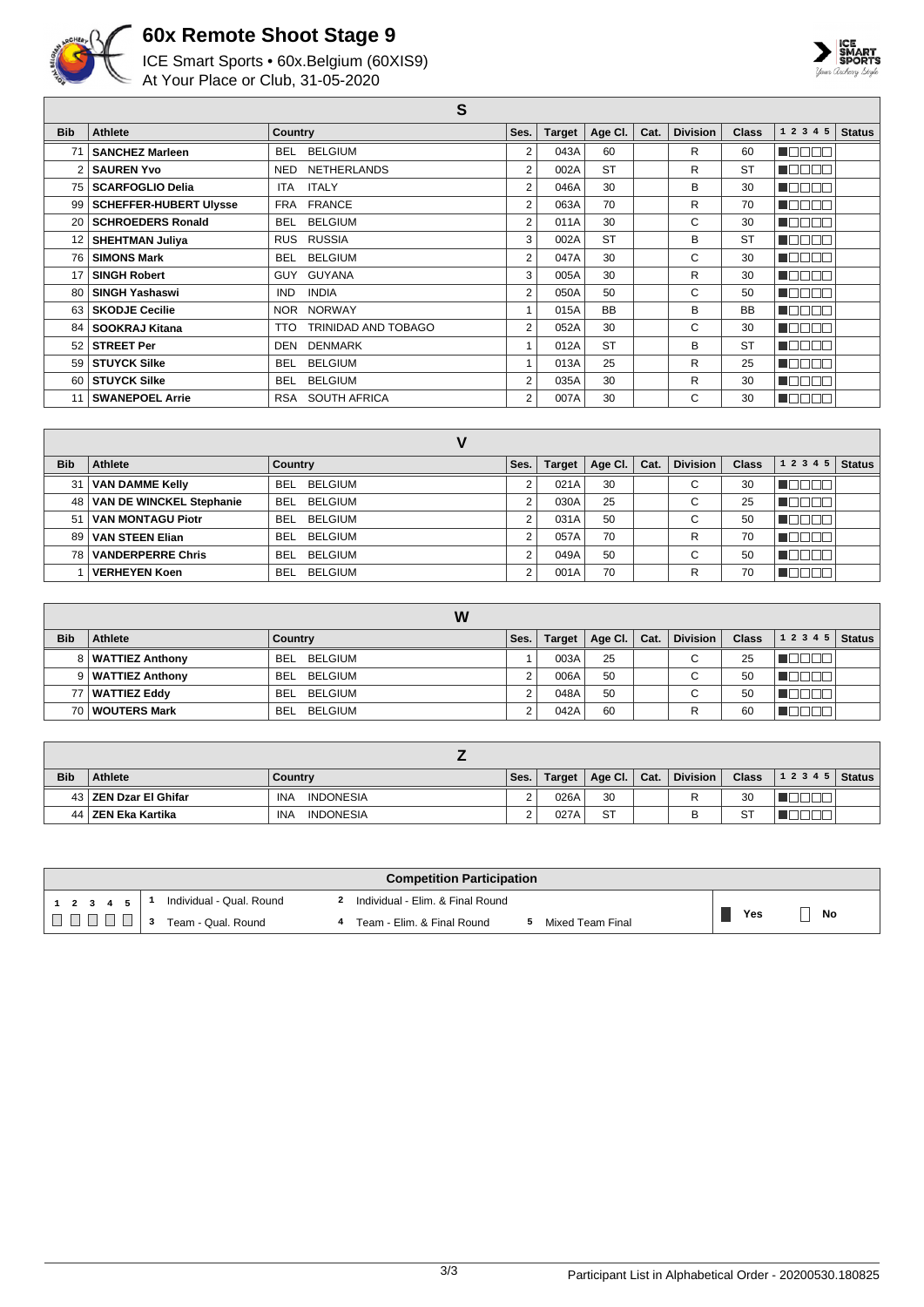# 60x Remote Shoot Stage 9

ICE Smart Sports • 60x.Belgium (60XIS9)
At Your Place or Club, 31-05-2020

| S | | | | | | | | | | |
|---|---|---|---|---|---|---|---|---|---|---|
| **Bib** | **Athlete** | **Country** | **Ses.** | **Target** | **Age Cl.** | **Cat.** | **Division** | **Class** | **1 2 3 4 5** | **Status** |
| 71 | **SANCHEZ Marleen** | BEL BELGIUM | 2 | 043A | 60 | | R | 60 | ■□□□□ | |
| 2 | **SAUREN Yvo** | NED NETHERLANDS | 2 | 002A | ST | | R | ST | ■□□□□ | |
| 75 | **SCARFOGLIO Delia** | ITA ITALY | 2 | 046A | 30 | | B | 30 | ■□□□□ | |
| 99 | **SCHEFFER-HUBERT Ulysse** | FRA FRANCE | 2 | 063A | 70 | | R | 70 | ■□□□□ | |
| 20 | **SCHROEDERS Ronald** | BEL BELGIUM | 2 | 011A | 30 | | C | 30 | ■□□□□ | |
| 12 | **SHEHTMAN Juliya** | RUS RUSSIA | 3 | 002A | ST | | B | ST | ■□□□□ | |
| 76 | **SIMONS Mark** | BEL BELGIUM | 2 | 047A | 30 | | C | 30 | ■□□□□ | |
| 17 | **SINGH Robert** | GUY GUYANA | 3 | 005A | 30 | | R | 30 | ■□□□□ | |
| 80 | **SINGH Yashaswi** | IND INDIA | 2 | 050A | 50 | | C | 50 | ■□□□□ | |
| 63 | **SKODJE Cecilie** | NOR NORWAY | 1 | 015A | BB | | B | BB | ■□□□□ | |
| 84 | **SOOKRAJ Kitana** | TTO TRINIDAD AND TOBAGO | 2 | 052A | 30 | | C | 30 | ■□□□□ | |
| 52 | **STREET Per** | DEN DENMARK | 1 | 012A | ST | | B | ST | ■□□□□ | |
| 59 | **STUYCK Silke** | BEL BELGIUM | 1 | 013A | 25 | | R | 25 | ■□□□□ | |
| 60 | **STUYCK Silke** | BEL BELGIUM | 2 | 035A | 30 | | R | 30 | ■□□□□ | |
| 11 | **SWANEPOEL Arrie** | RSA SOUTH AFRICA | 2 | 007A | 30 | | C | 30 | ■□□□□ | |

| V | | | | | | | | | | |
|---|---|---|---|---|---|---|---|---|---|---|
| **Bib** | **Athlete** | **Country** | **Ses.** | **Target** | **Age Cl.** | **Cat.** | **Division** | **Class** | **1 2 3 4 5** | **Status** |
| 31 | **VAN DAMME Kelly** | BEL BELGIUM | 2 | 021A | 30 | | C | 30 | ■□□□□ | |
| 48 | **VAN DE WINCKEL Stephanie** | BEL BELGIUM | 2 | 030A | 25 | | C | 25 | ■□□□□ | |
| 51 | **VAN MONTAGU Piotr** | BEL BELGIUM | 2 | 031A | 50 | | C | 50 | ■□□□□ | |
| 89 | **VAN STEEN Elian** | BEL BELGIUM | 2 | 057A | 70 | | R | 70 | ■□□□□ | |
| 78 | **VANDERPERRE Chris** | BEL BELGIUM | 2 | 049A | 50 | | C | 50 | ■□□□□ | |
| 1 | **VERHEYEN Koen** | BEL BELGIUM | 2 | 001A | 70 | | R | 70 | ■□□□□ | |

| W | | | | | | | | | | |
|---|---|---|---|---|---|---|---|---|---|---|
| **Bib** | **Athlete** | **Country** | **Ses.** | **Target** | **Age Cl.** | **Cat.** | **Division** | **Class** | **1 2 3 4 5** | **Status** |
| 8 | **WATTIEZ Anthony** | BEL BELGIUM | 1 | 003A | 25 | | C | 25 | ■□□□□ | |
| 9 | **WATTIEZ Anthony** | BEL BELGIUM | 2 | 006A | 50 | | C | 50 | ■□□□□ | |
| 77 | **WATTIEZ Eddy** | BEL BELGIUM | 2 | 048A | 50 | | C | 50 | ■□□□□ | |
| 70 | **WOUTERS Mark** | BEL BELGIUM | 2 | 042A | 60 | | R | 60 | ■□□□□ | |

| Z | | | | | | | | | | |
|---|---|---|---|---|---|---|---|---|---|---|
| **Bib** | **Athlete** | **Country** | **Ses.** | **Target** | **Age Cl.** | **Cat.** | **Division** | **Class** | **1 2 3 4 5** | **Status** |
| 43 | **ZEN Dzar El Ghifar** | INA INDONESIA | 2 | 026A | 30 | | R | 30 | ■□□□□ | |
| 44 | **ZEN Eka Kartika** | INA INDONESIA | 2 | 027A | ST | | B | ST | ■□□□□ | |

| Competition Participation | | | | |
|---|---|---|---|---|
| 1 2 3 4 5 | 1 Individual - Qual. Round | 2 Individual - Elim. & Final Round | | ■ Yes □ No |
| □ □ □ □ □ | 3 Team - Qual. Round | 4 Team - Elim. & Final Round | 5 Mixed Team Final | |

Participant List in Alphabetical Order - 20200530.180825